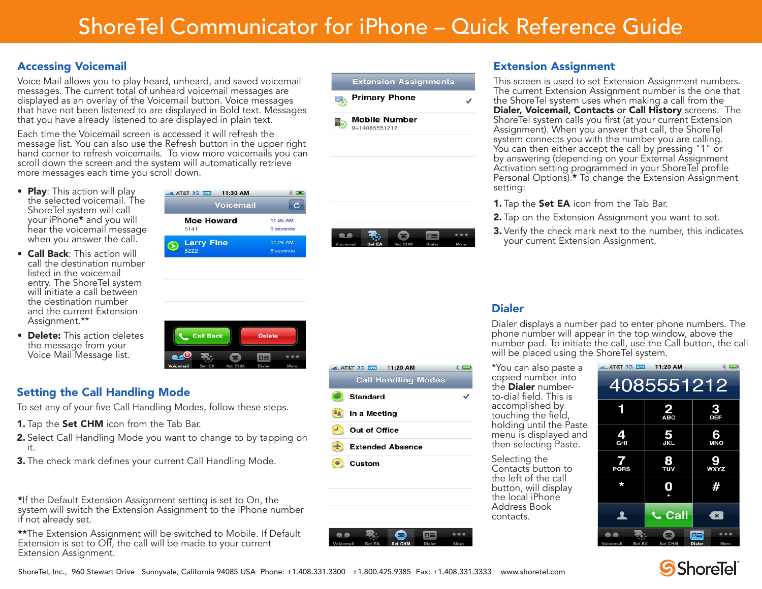# ShoreTel Communicator for iPhone – Quick Reference Guide

## Accessing Voicemail

Voice Mail allows you to play heard, unheard, and saved voicemail messages. The current total of unheard voicemail messages are displayed as an overlay of the Voicemail button. Voice messages that have not been listened to are displayed in Bold text. Messages that you have already listened to are displayed in plain text.

Each time the Voicemail screen is accessed it will refresh the message list. You can also use the Refresh button in the upper right hand corner to refresh voicemails. To view more voicemails you can scroll down the screen and the system will automatically retrieve more messages each time you scroll down.

- **Play**: This action will play the selected voicemail. The ShoreTel system will call your iPhone* and you will hear the voicemail message when you answer the call.
- **Call Back**: This action will call the destination number listed in the voicemail entry. The ShoreTel system will initiate a call between the destination number and the current Extension Assignment.**
- **Delete:** This action deletes the message from your Voice Mail Message list.

## Setting the Call Handling Mode

To set any of your five Call Handling Modes, follow these steps.

1. Tap the **Set CHM** icon from the Tab Bar.
2. Select Call Handling Mode you want to change to by tapping on it.
3. The check mark defines your current Call Handling Mode.

*If the Default Extension Assignment setting is set to On, the system will switch the Extension Assignment to the iPhone number if not already set.

**The Extension Assignment will be switched to Mobile. If Default Extension is set to Off, the call will be made to your current Extension Assignment.

## Extension Assignment

This screen is used to set Extension Assignment numbers. The current Extension Assignment number is the one that the ShoreTel system uses when making a call from the **Dialer, Voicemail, Contacts** or **Call History** screens. The ShoreTel system calls you first (at your current Extension Assignment). When you answer that call, the ShoreTel system connects you with the number you are calling. You can then either accept the call by pressing "1" or by answering (depending on your External Assignment Activation setting programmed in your ShoreTel profile Personal Options).* To change the Extension Assignment setting:

1. Tap the **Set EA** icon from the Tab Bar.
2. Tap on the Extension Assignment you want to set.
3. Verify the check mark next to the number, this indicates your current Extension Assignment.

## Dialer

Dialer displays a number pad to enter phone numbers. The phone number will appear in the top window, above the number pad. To initiate the call, use the Call button, the call will be placed using the ShoreTel system.

*You can also paste a copied number into the **Dialer** number-to-dial field. This is accomplished by touching the field, holding until the Paste menu is displayed and then selecting Paste.

Selecting the Contacts button to the left of the call button, will display the local iPhone Address Book contacts.

ShoreTel, Inc., 960 Stewart Drive Sunnyvale, California 94085 USA Phone: +1.408.331.3300 +1.800.425.9385 Fax: +1.408.331.3333 www.shoretel.com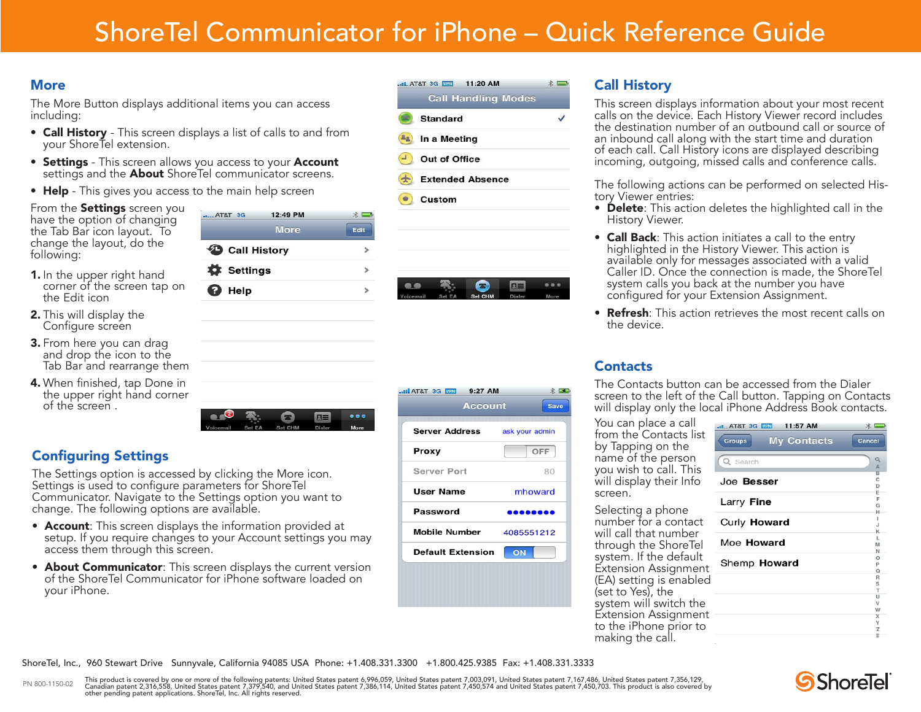# ShoreTel Communicator for iPhone – Quick Reference Guide

## More

The More Button displays additional items you can access including:

- **Call History** - This screen displays a list of calls to and from your ShoreTel extension.
- **Settings** - This screen allows you access to your **Account** settings and the **About** ShoreTel communicator screens.
- **Help** - This gives you access to the main help screen

From the **Settings** screen you have the option of changing the Tab Bar icon layout. To change the layout, do the following:

1. In the upper right hand corner of the screen tap on the Edit icon
2. This will display the Configure screen
3. From here you can drag and drop the icon to the Tab Bar and rearrange them
4. When finished, tap Done in the upper right hand corner of the screen .

## Configuring Settings

The Settings option is accessed by clicking the More icon. Settings is used to configure parameters for ShoreTel Communicator. Navigate to the Settings option you want to change. The following options are available.

- **Account**: This screen displays the information provided at setup. If you require changes to your Account settings you may access them through this screen.
- **About Communicator**: This screen displays the current version of the ShoreTel Communicator for iPhone software loaded on your iPhone.

## Call History

This screen displays information about your most recent calls on the device. Each History Viewer record includes the destination number of an outbound call or source of an inbound call along with the start time and duration of each call. Call History icons are displayed describing incoming, outgoing, missed calls and conference calls.

The following actions can be performed on selected History Viewer entries:

- **Delete**: This action deletes the highlighted call in the History Viewer.
- **Call Back**: This action initiates a call to the entry highlighted in the History Viewer. This action is available only for messages associated with a valid Caller ID. Once the connection is made, the ShoreTel system calls you back at the number you have configured for your Extension Assignment.
- **Refresh**: This action retrieves the most recent calls on the device.

## Contacts

The Contacts button can be accessed from the Dialer screen to the left of the Call button. Tapping on Contacts will display only the local iPhone Address Book contacts.

You can place a call from the Contacts list by Tapping on the name of the person you wish to call. This will display their Info screen.

Selecting a phone number for a contact will call that number through the ShoreTel system. If the default Extension Assignment (EA) setting is enabled (set to Yes), the system will switch the Extension Assignment to the iPhone prior to making the call.

ShoreTel, Inc., 960 Stewart Drive Sunnyvale, California 94085 USA Phone: +1.408.331.3300 +1.800.425.9385 Fax: +1.408.331.3333

PN 800-1150-02

This product is covered by one or more of the following patents: United States patent 6,996,059, United States patent 7,003,091, United States patent 7,167,486, United States patent 7,356,129, Canadian patent 2,316,558, United States patent 7,379,540, and United States patent 7,386,114, United States patent 7,450,574 and United States patent 7,450,703. This product is also covered by other pending patent applications. ShoreTel, Inc. All rights reserved.